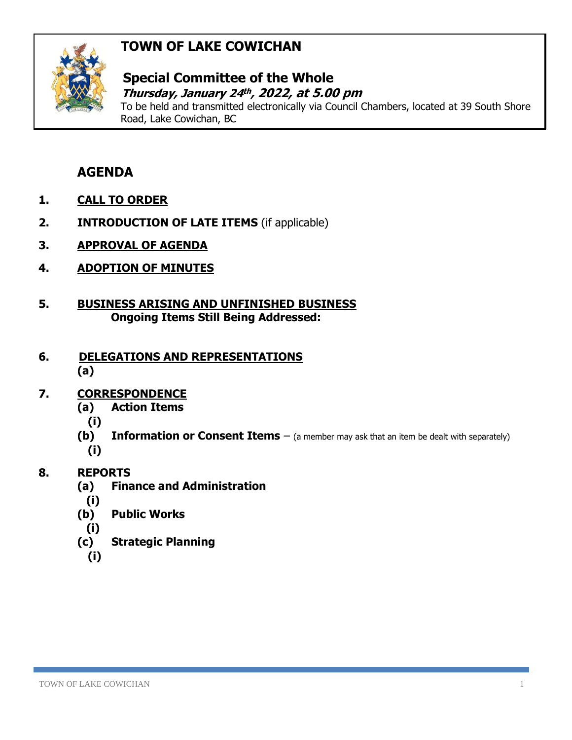# TOWN OF LAKE COWICHAN

## Special Committee of the Whole

***Thursday, January 24th, 2022, at 5.00 pm***

To be held and transmitted electronically via Council Chambers, located at 39 South Shore Road, Lake Cowichan, BC

## AGENDA

1. **CALL TO ORDER**

2. **INTRODUCTION OF LATE ITEMS** (if applicable)

3. **APPROVAL OF AGENDA**

4. **ADOPTION OF MINUTES**

5. **BUSINESS ARISING AND UNFINISHED BUSINESS**
   **Ongoing Items Still Being Addressed:**

6. **DELEGATIONS AND REPRESENTATIONS**
   **(a)**

7. **CORRESPONDENCE**
   **(a) Action Items**
   **(i)**
   **(b) Information or Consent Items** – (a member may ask that an item be dealt with separately)
   **(i)**

8. **REPORTS**
   **(a) Finance and Administration**
   **(i)**
   **(b) Public Works**
   **(i)**
   **(c) Strategic Planning**
   **(i)**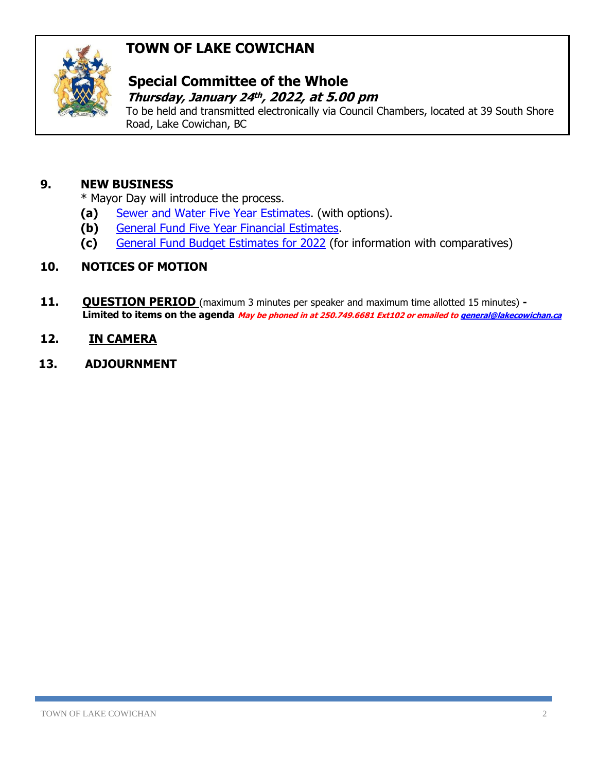# TOWN OF LAKE COWICHAN

## Special Committee of the Whole

***Thursday, January 24th, 2022, at 5.00 pm***

To be held and transmitted electronically via Council Chambers, located at 39 South Shore Road, Lake Cowichan, BC

## 9. NEW BUSINESS

* Mayor Day will introduce the process.

**(a)** Sewer and Water Five Year Estimates. (with options).

**(b)** General Fund Five Year Financial Estimates.

**(c)** General Fund Budget Estimates for 2022 (for information with comparatives)

## 10. NOTICES OF MOTION

## 11. QUESTION PERIOD

(maximum 3 minutes per speaker and maximum time allotted 15 minutes) **- Limited to items on the agenda** ***May be phoned in at 250.749.6681 Ext102 or emailed to general@lakecowichan.ca***

## 12. IN CAMERA

## 13. ADJOURNMENT